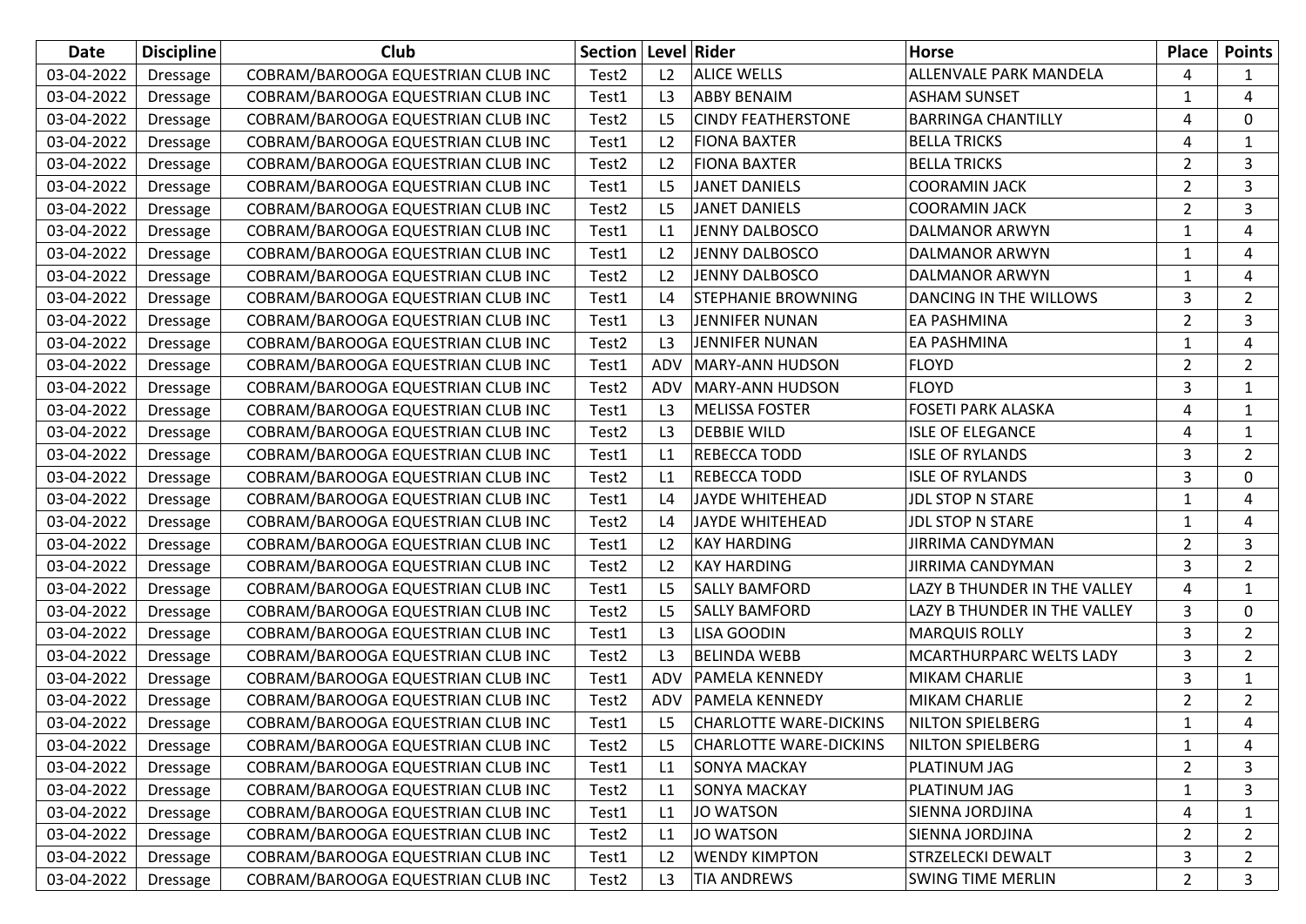| Date | Discipline | Club | Section | Level | Rider | Horse | Place | Points |
|---|---|---|---|---|---|---|---|---|
| 03-04-2022 | Dressage | COBRAM/BAROOGA EQUESTRIAN CLUB INC | Test2 | L2 | ALICE WELLS | ALLENVALE PARK MANDELA | 4 | 1 |
| 03-04-2022 | Dressage | COBRAM/BAROOGA EQUESTRIAN CLUB INC | Test1 | L3 | ABBY BENAIM | ASHAM SUNSET | 1 | 4 |
| 03-04-2022 | Dressage | COBRAM/BAROOGA EQUESTRIAN CLUB INC | Test2 | L5 | CINDY FEATHERSTONE | BARRINGA CHANTILLY | 4 | 0 |
| 03-04-2022 | Dressage | COBRAM/BAROOGA EQUESTRIAN CLUB INC | Test1 | L2 | FIONA BAXTER | BELLA TRICKS | 4 | 1 |
| 03-04-2022 | Dressage | COBRAM/BAROOGA EQUESTRIAN CLUB INC | Test2 | L2 | FIONA BAXTER | BELLA TRICKS | 2 | 3 |
| 03-04-2022 | Dressage | COBRAM/BAROOGA EQUESTRIAN CLUB INC | Test1 | L5 | JANET DANIELS | COORAMIN JACK | 2 | 3 |
| 03-04-2022 | Dressage | COBRAM/BAROOGA EQUESTRIAN CLUB INC | Test2 | L5 | JANET DANIELS | COORAMIN JACK | 2 | 3 |
| 03-04-2022 | Dressage | COBRAM/BAROOGA EQUESTRIAN CLUB INC | Test1 | L1 | JENNY DALBOSCO | DALMANOR ARWYN | 1 | 4 |
| 03-04-2022 | Dressage | COBRAM/BAROOGA EQUESTRIAN CLUB INC | Test1 | L2 | JENNY DALBOSCO | DALMANOR ARWYN | 1 | 4 |
| 03-04-2022 | Dressage | COBRAM/BAROOGA EQUESTRIAN CLUB INC | Test2 | L2 | JENNY DALBOSCO | DALMANOR ARWYN | 1 | 4 |
| 03-04-2022 | Dressage | COBRAM/BAROOGA EQUESTRIAN CLUB INC | Test1 | L4 | STEPHANIE BROWNING | DANCING IN THE WILLOWS | 3 | 2 |
| 03-04-2022 | Dressage | COBRAM/BAROOGA EQUESTRIAN CLUB INC | Test1 | L3 | JENNIFER NUNAN | EA PASHMINA | 2 | 3 |
| 03-04-2022 | Dressage | COBRAM/BAROOGA EQUESTRIAN CLUB INC | Test2 | L3 | JENNIFER NUNAN | EA PASHMINA | 1 | 4 |
| 03-04-2022 | Dressage | COBRAM/BAROOGA EQUESTRIAN CLUB INC | Test1 | ADV | MARY-ANN HUDSON | FLOYD | 2 | 2 |
| 03-04-2022 | Dressage | COBRAM/BAROOGA EQUESTRIAN CLUB INC | Test2 | ADV | MARY-ANN HUDSON | FLOYD | 3 | 1 |
| 03-04-2022 | Dressage | COBRAM/BAROOGA EQUESTRIAN CLUB INC | Test1 | L3 | MELISSA FOSTER | FOSETI PARK ALASKA | 4 | 1 |
| 03-04-2022 | Dressage | COBRAM/BAROOGA EQUESTRIAN CLUB INC | Test2 | L3 | DEBBIE WILD | ISLE OF ELEGANCE | 4 | 1 |
| 03-04-2022 | Dressage | COBRAM/BAROOGA EQUESTRIAN CLUB INC | Test1 | L1 | REBECCA TODD | ISLE OF RYLANDS | 3 | 2 |
| 03-04-2022 | Dressage | COBRAM/BAROOGA EQUESTRIAN CLUB INC | Test2 | L1 | REBECCA TODD | ISLE OF RYLANDS | 3 | 0 |
| 03-04-2022 | Dressage | COBRAM/BAROOGA EQUESTRIAN CLUB INC | Test1 | L4 | JAYDE WHITEHEAD | JDL STOP N STARE | 1 | 4 |
| 03-04-2022 | Dressage | COBRAM/BAROOGA EQUESTRIAN CLUB INC | Test2 | L4 | JAYDE WHITEHEAD | JDL STOP N STARE | 1 | 4 |
| 03-04-2022 | Dressage | COBRAM/BAROOGA EQUESTRIAN CLUB INC | Test1 | L2 | KAY HARDING | JIRRIMA CANDYMAN | 2 | 3 |
| 03-04-2022 | Dressage | COBRAM/BAROOGA EQUESTRIAN CLUB INC | Test2 | L2 | KAY HARDING | JIRRIMA CANDYMAN | 3 | 2 |
| 03-04-2022 | Dressage | COBRAM/BAROOGA EQUESTRIAN CLUB INC | Test1 | L5 | SALLY BAMFORD | LAZY B THUNDER IN THE VALLEY | 4 | 1 |
| 03-04-2022 | Dressage | COBRAM/BAROOGA EQUESTRIAN CLUB INC | Test2 | L5 | SALLY BAMFORD | LAZY B THUNDER IN THE VALLEY | 3 | 0 |
| 03-04-2022 | Dressage | COBRAM/BAROOGA EQUESTRIAN CLUB INC | Test1 | L3 | LISA GOODIN | MARQUIS ROLLY | 3 | 2 |
| 03-04-2022 | Dressage | COBRAM/BAROOGA EQUESTRIAN CLUB INC | Test2 | L3 | BELINDA WEBB | MCARTHURPARC WELTS LADY | 3 | 2 |
| 03-04-2022 | Dressage | COBRAM/BAROOGA EQUESTRIAN CLUB INC | Test1 | ADV | PAMELA KENNEDY | MIKAM CHARLIE | 3 | 1 |
| 03-04-2022 | Dressage | COBRAM/BAROOGA EQUESTRIAN CLUB INC | Test2 | ADV | PAMELA KENNEDY | MIKAM CHARLIE | 2 | 2 |
| 03-04-2022 | Dressage | COBRAM/BAROOGA EQUESTRIAN CLUB INC | Test1 | L5 | CHARLOTTE WARE-DICKINS | NILTON SPIELBERG | 1 | 4 |
| 03-04-2022 | Dressage | COBRAM/BAROOGA EQUESTRIAN CLUB INC | Test2 | L5 | CHARLOTTE WARE-DICKINS | NILTON SPIELBERG | 1 | 4 |
| 03-04-2022 | Dressage | COBRAM/BAROOGA EQUESTRIAN CLUB INC | Test1 | L1 | SONYA MACKAY | PLATINUM JAG | 2 | 3 |
| 03-04-2022 | Dressage | COBRAM/BAROOGA EQUESTRIAN CLUB INC | Test2 | L1 | SONYA MACKAY | PLATINUM JAG | 1 | 3 |
| 03-04-2022 | Dressage | COBRAM/BAROOGA EQUESTRIAN CLUB INC | Test1 | L1 | JO WATSON | SIENNA JORDJINA | 4 | 1 |
| 03-04-2022 | Dressage | COBRAM/BAROOGA EQUESTRIAN CLUB INC | Test2 | L1 | JO WATSON | SIENNA JORDJINA | 2 | 2 |
| 03-04-2022 | Dressage | COBRAM/BAROOGA EQUESTRIAN CLUB INC | Test1 | L2 | WENDY KIMPTON | STRZELECKI DEWALT | 3 | 2 |
| 03-04-2022 | Dressage | COBRAM/BAROOGA EQUESTRIAN CLUB INC | Test2 | L3 | TIA ANDREWS | SWING TIME MERLIN | 2 | 3 |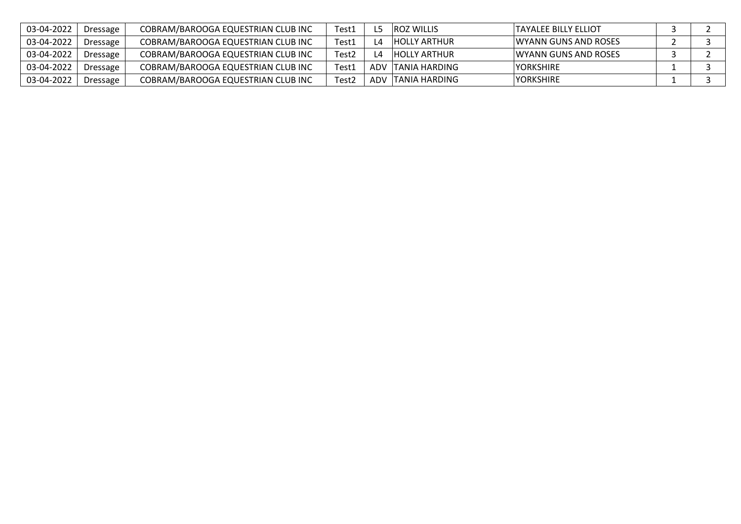| | | | | | | | | |
|---|---|---|---|---|---|---|---|---|
| 03-04-2022 | Dressage | COBRAM/BAROOGA EQUESTRIAN CLUB INC | Test1 | L5 | ROZ WILLIS | TAYALEE BILLY ELLIOT | 3 | 2 |
| 03-04-2022 | Dressage | COBRAM/BAROOGA EQUESTRIAN CLUB INC | Test1 | L4 | HOLLY ARTHUR | WYANN GUNS AND ROSES | 2 | 3 |
| 03-04-2022 | Dressage | COBRAM/BAROOGA EQUESTRIAN CLUB INC | Test2 | L4 | HOLLY ARTHUR | WYANN GUNS AND ROSES | 3 | 2 |
| 03-04-2022 | Dressage | COBRAM/BAROOGA EQUESTRIAN CLUB INC | Test1 | ADV | TANIA HARDING | YORKSHIRE | 1 | 3 |
| 03-04-2022 | Dressage | COBRAM/BAROOGA EQUESTRIAN CLUB INC | Test2 | ADV | TANIA HARDING | YORKSHIRE | 1 | 3 |